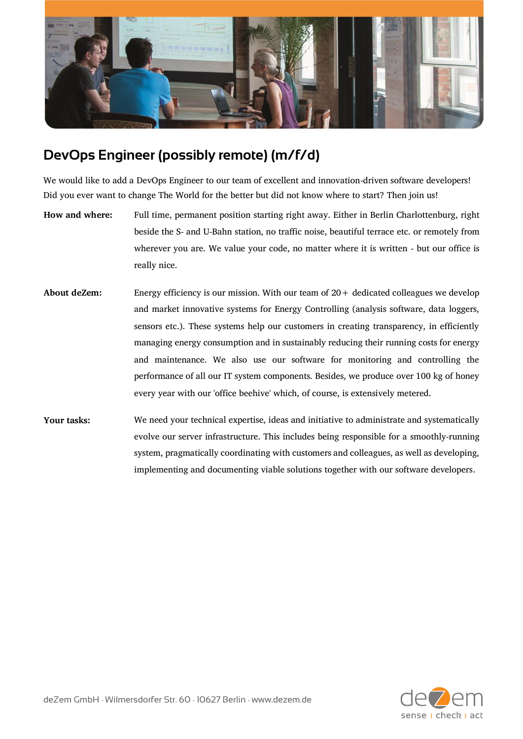# DevOps Engineer (possibly remote) (m/f/d)

We would like to add a DevOps Engineer to our team of excellent and innovation-driven software developers! Did you ever want to change The World for the better but did not know where to start? Then join us!

**How and where:** Full time, permanent position starting right away. Either in Berlin Charlottenburg, right beside the S- and U-Bahn station, no traffic noise, beautiful terrace etc. or remotely from wherever you are. We value your code, no matter where it is written - but our office is really nice.

**About deZem:** Energy efficiency is our mission. With our team of 20+ dedicated colleagues we develop and market innovative systems for Energy Controlling (analysis software, data loggers, sensors etc.). These systems help our customers in creating transparency, in efficiently managing energy consumption and in sustainably reducing their running costs for energy and maintenance. We also use our software for monitoring and controlling the performance of all our IT system components. Besides, we produce over 100 kg of honey every year with our 'office beehive' which, of course, is extensively metered.

**Your tasks:** We need your technical expertise, ideas and initiative to administrate and systematically evolve our server infrastructure. This includes being responsible for a smoothly-running system, pragmatically coordinating with customers and colleagues, as well as developing, implementing and documenting viable solutions together with our software developers.

deZem GmbH · Wilmersdorfer Str. 60 · 10627 Berlin · www.dezem.de

deZem
sense | check | act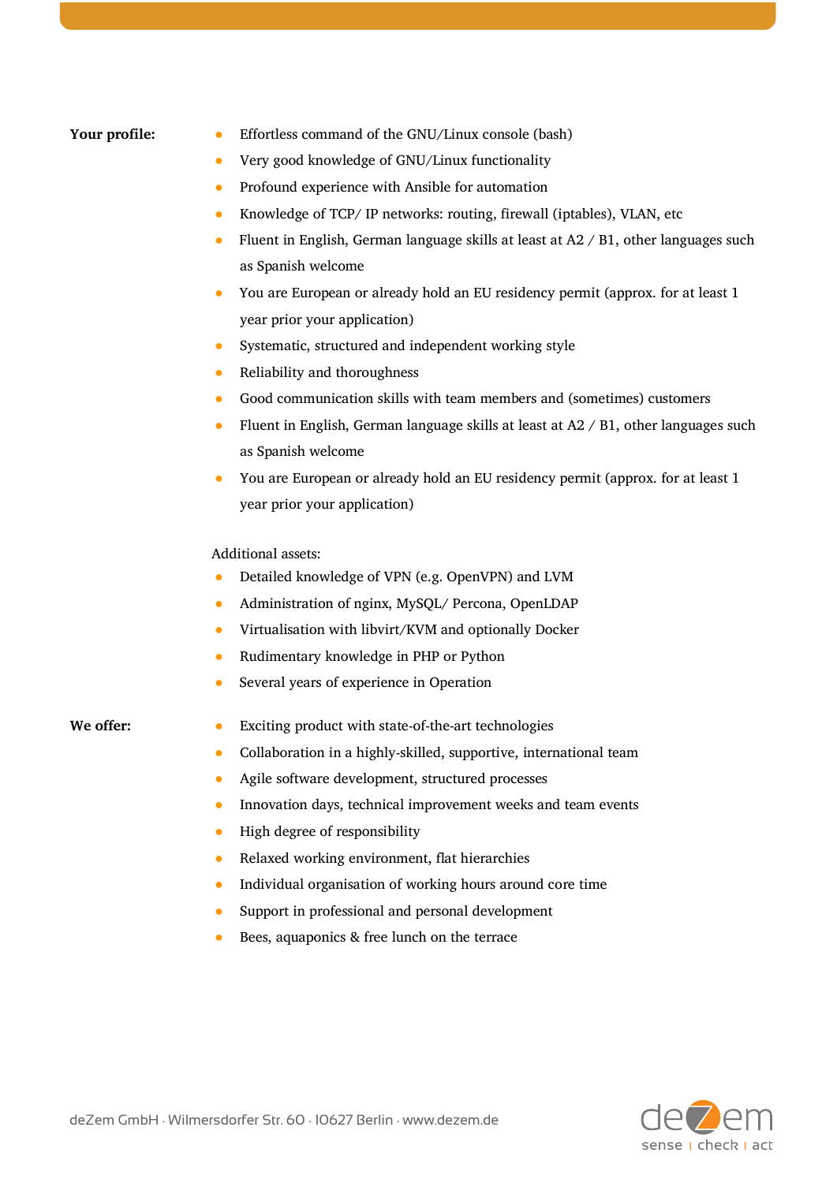**Your profile:**

- Effortless command of the GNU/Linux console (bash)
- Very good knowledge of GNU/Linux functionality
- Profound experience with Ansible for automation
- Knowledge of TCP/ IP networks: routing, firewall (iptables), VLAN, etc
- Fluent in English, German language skills at least at A2 / B1, other languages such as Spanish welcome
- You are European or already hold an EU residency permit (approx. for at least 1 year prior your application)
- Systematic, structured and independent working style
- Reliability and thoroughness
- Good communication skills with team members and (sometimes) customers
- Fluent in English, German language skills at least at A2 / B1, other languages such as Spanish welcome
- You are European or already hold an EU residency permit (approx. for at least 1 year prior your application)

Additional assets:

- Detailed knowledge of VPN (e.g. OpenVPN) and LVM
- Administration of nginx, MySQL/ Percona, OpenLDAP
- Virtualisation with libvirt/KVM and optionally Docker
- Rudimentary knowledge in PHP or Python
- Several years of experience in Operation

**We offer:**

- Exciting product with state-of-the-art technologies
- Collaboration in a highly-skilled, supportive, international team
- Agile software development, structured processes
- Innovation days, technical improvement weeks and team events
- High degree of responsibility
- Relaxed working environment, flat hierarchies
- Individual organisation of working hours around core time
- Support in professional and personal development
- Bees, aquaponics & free lunch on the terrace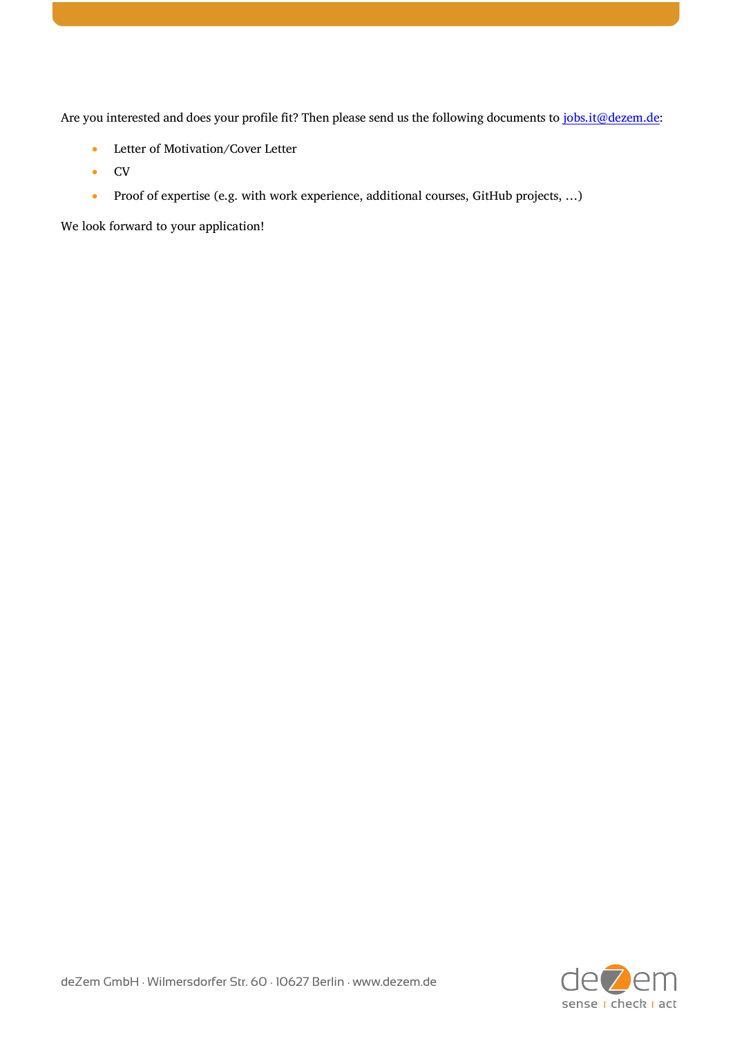Are you interested and does your profile fit? Then please send us the following documents to jobs.it@dezem.de:

- Letter of Motivation/Cover Letter
- CV
- Proof of expertise (e.g. with work experience, additional courses, GitHub projects, …)

We look forward to your application!